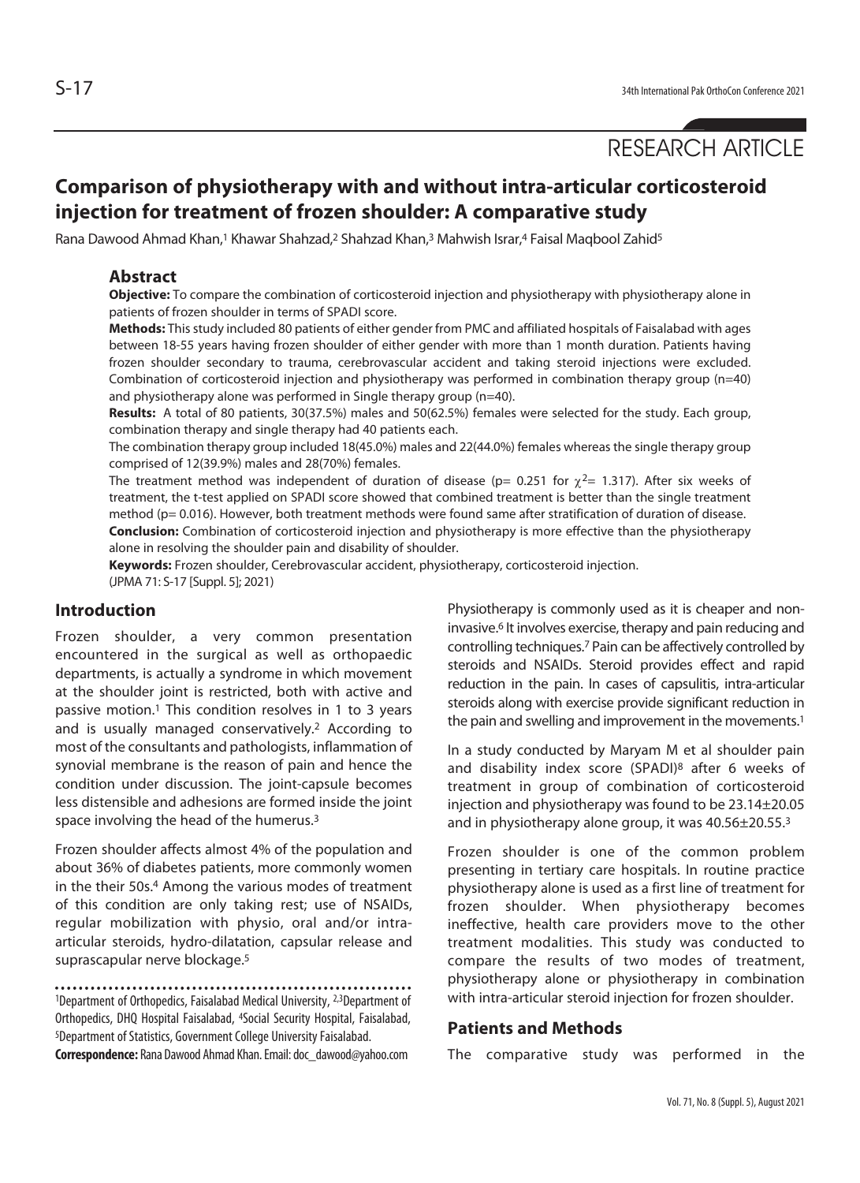RESEARCH ARTICLE

# Comparison of physiotherapy with and without intra-articular corticosteroid injection for treatment of frozen shoulder: A comparative study

Rana Dawood Ahmad Khan,[1] Khawar Shahzad,[2] Shahzad Khan,[3] Mahwish Israr,[4] Faisal Maqbool Zahid[5]

## Abstract

**Objective:** To compare the combination of corticosteroid injection and physiotherapy with physiotherapy alone in patients of frozen shoulder in terms of SPADI score.

**Methods:** This study included 80 patients of either gender from PMC and affiliated hospitals of Faisalabad with ages between 18-55 years having frozen shoulder of either gender with more than 1 month duration. Patients having frozen shoulder secondary to trauma, cerebrovascular accident and taking steroid injections were excluded. Combination of corticosteroid injection and physiotherapy was performed in combination therapy group (n=40) and physiotherapy alone was performed in Single therapy group (n=40).

**Results:** A total of 80 patients, 30(37.5%) males and 50(62.5%) females were selected for the study. Each group, combination therapy and single therapy had 40 patients each.

The combination therapy group included 18(45.0%) males and 22(44.0%) females whereas the single therapy group comprised of 12(39.9%) males and 28(70%) females.

The treatment method was independent of duration of disease (p= 0.251 for $\chi^2$= 1.317). After six weeks of treatment, the t-test applied on SPADI score showed that combined treatment is better than the single treatment method (p= 0.016). However, both treatment methods were found same after stratification of duration of disease.

**Conclusion:** Combination of corticosteroid injection and physiotherapy is more effective than the physiotherapy alone in resolving the shoulder pain and disability of shoulder.

**Keywords:** Frozen shoulder, Cerebrovascular accident, physiotherapy, corticosteroid injection.

(JPMA 71: S-17 [Suppl. 5]; 2021)

## Introduction

Frozen shoulder, a very common presentation encountered in the surgical as well as orthopaedic departments, is actually a syndrome in which movement at the shoulder joint is restricted, both with active and passive motion.[1] This condition resolves in 1 to 3 years and is usually managed conservatively.[2] According to most of the consultants and pathologists, inflammation of synovial membrane is the reason of pain and hence the condition under discussion. The joint-capsule becomes less distensible and adhesions are formed inside the joint space involving the head of the humerus.[3]

Frozen shoulder affects almost 4% of the population and about 36% of diabetes patients, more commonly women in the their 50s.[4] Among the various modes of treatment of this condition are only taking rest; use of NSAIDs, regular mobilization with physio, oral and/or intra-articular steroids, hydro-dilatation, capsular release and suprascapular nerve blockage.[5]

Physiotherapy is commonly used as it is cheaper and non-invasive.[6] It involves exercise, therapy and pain reducing and controlling techniques.[7] Pain can be affectively controlled by steroids and NSAIDs. Steroid provides effect and rapid reduction in the pain. In cases of capsulitis, intra-articular steroids along with exercise provide significant reduction in the pain and swelling and improvement in the movements.[1]

In a study conducted by Maryam M et al shoulder pain and disability index score (SPADI)[8] after 6 weeks of treatment in group of combination of corticosteroid injection and physiotherapy was found to be 23.14±20.05 and in physiotherapy alone group, it was 40.56±20.55.[3]

Frozen shoulder is one of the common problem presenting in tertiary care hospitals. In routine practice physiotherapy alone is used as a first line of treatment for frozen shoulder. When physiotherapy becomes ineffective, health care providers move to the other treatment modalities. This study was conducted to compare the results of two modes of treatment, physiotherapy alone or physiotherapy in combination with intra-articular steroid injection for frozen shoulder.

## Patients and Methods

The comparative study was performed in the

---

[1]Department of Orthopedics, Faisalabad Medical University, [2,3]Department of Orthopedics, DHQ Hospital Faisalabad, [4]Social Security Hospital, Faisalabad, [5]Department of Statistics, Government College University Faisalabad.

**Correspondence:** Rana Dawood Ahmad Khan. Email: doc_dawood@yahoo.com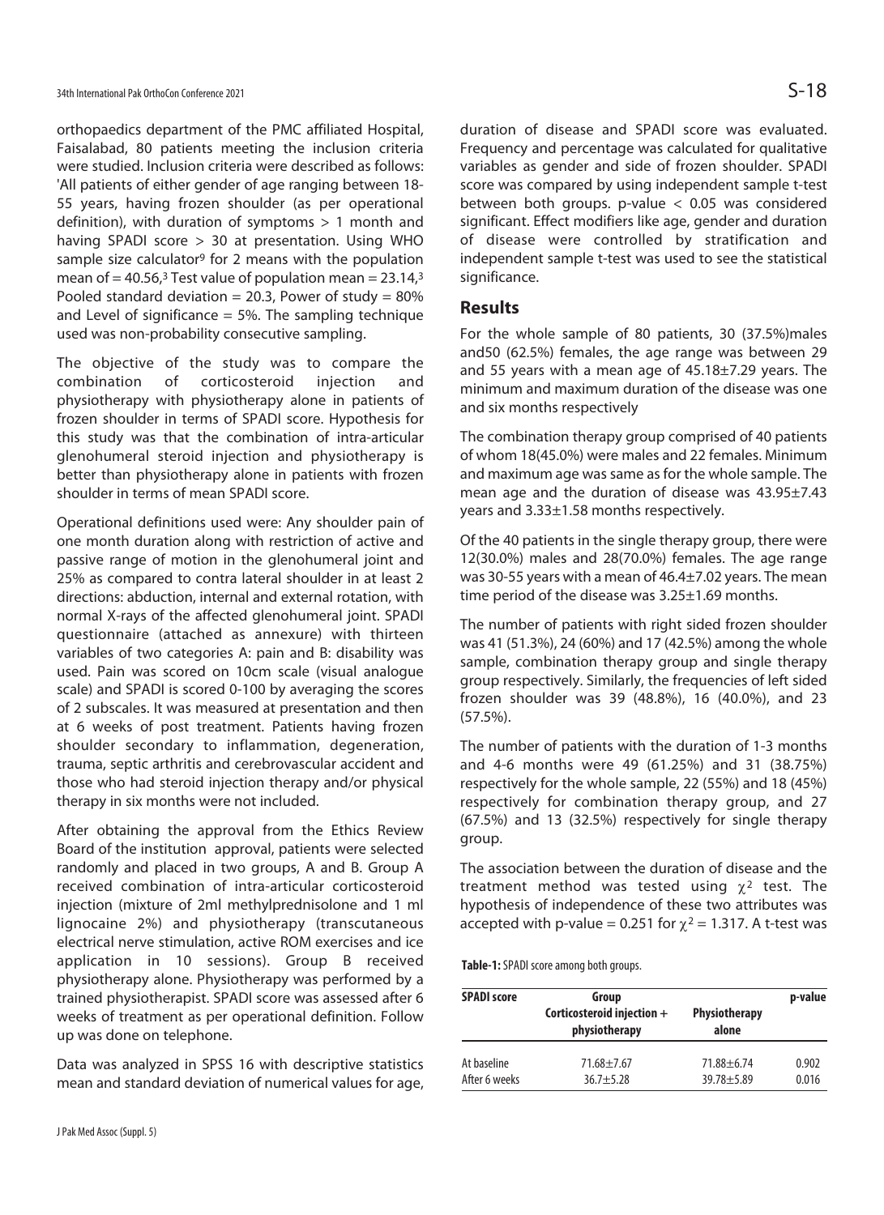orthopaedics department of the PMC affiliated Hospital, Faisalabad, 80 patients meeting the inclusion criteria were studied. Inclusion criteria were described as follows: 'All patients of either gender of age ranging between 18-55 years, having frozen shoulder (as per operational definition), with duration of symptoms > 1 month and having SPADI score > 30 at presentation. Using WHO sample size calculator[9] for 2 means with the population mean of = 40.56,[3] Test value of population mean = 23.14,[3] Pooled standard deviation = 20.3, Power of study = 80% and Level of significance = 5%. The sampling technique used was non-probability consecutive sampling.

The objective of the study was to compare the combination of corticosteroid injection and physiotherapy with physiotherapy alone in patients of frozen shoulder in terms of SPADI score. Hypothesis for this study was that the combination of intra-articular glenohumeral steroid injection and physiotherapy is better than physiotherapy alone in patients with frozen shoulder in terms of mean SPADI score.

Operational definitions used were: Any shoulder pain of one month duration along with restriction of active and passive range of motion in the glenohumeral joint and 25% as compared to contra lateral shoulder in at least 2 directions: abduction, internal and external rotation, with normal X-rays of the affected glenohumeral joint. SPADI questionnaire (attached as annexure) with thirteen variables of two categories A: pain and B: disability was used. Pain was scored on 10cm scale (visual analogue scale) and SPADI is scored 0-100 by averaging the scores of 2 subscales. It was measured at presentation and then at 6 weeks of post treatment. Patients having frozen shoulder secondary to inflammation, degeneration, trauma, septic arthritis and cerebrovascular accident and those who had steroid injection therapy and/or physical therapy in six months were not included.

After obtaining the approval from the Ethics Review Board of the institution approval, patients were selected randomly and placed in two groups, A and B. Group A received combination of intra-articular corticosteroid injection (mixture of 2ml methylprednisolone and 1 ml lignocaine 2%) and physiotherapy (transcutaneous electrical nerve stimulation, active ROM exercises and ice application in 10 sessions). Group B received physiotherapy alone. Physiotherapy was performed by a trained physiotherapist. SPADI score was assessed after 6 weeks of treatment as per operational definition. Follow up was done on telephone.

Data was analyzed in SPSS 16 with descriptive statistics mean and standard deviation of numerical values for age, duration of disease and SPADI score was evaluated. Frequency and percentage was calculated for qualitative variables as gender and side of frozen shoulder. SPADI score was compared by using independent sample t-test between both groups. p-value < 0.05 was considered significant. Effect modifiers like age, gender and duration of disease were controlled by stratification and independent sample t-test was used to see the statistical significance.

## Results

For the whole sample of 80 patients, 30 (37.5%)males and50 (62.5%) females, the age range was between 29 and 55 years with a mean age of 45.18±7.29 years. The minimum and maximum duration of the disease was one and six months respectively

The combination therapy group comprised of 40 patients of whom 18(45.0%) were males and 22 females. Minimum and maximum age was same as for the whole sample. The mean age and the duration of disease was 43.95±7.43 years and 3.33±1.58 months respectively.

Of the 40 patients in the single therapy group, there were 12(30.0%) males and 28(70.0%) females. The age range was 30-55 years with a mean of 46.4±7.02 years. The mean time period of the disease was 3.25±1.69 months.

The number of patients with right sided frozen shoulder was 41 (51.3%), 24 (60%) and 17 (42.5%) among the whole sample, combination therapy group and single therapy group respectively. Similarly, the frequencies of left sided frozen shoulder was 39 (48.8%), 16 (40.0%), and 23 (57.5%).

The number of patients with the duration of 1-3 months and 4-6 months were 49 (61.25%) and 31 (38.75%) respectively for the whole sample, 22 (55%) and 18 (45%) respectively for combination therapy group, and 27 (67.5%) and 13 (32.5%) respectively for single therapy group.

The association between the duration of disease and the treatment method was tested using $\chi^2$ test. The hypothesis of independence of these two attributes was accepted with p-value = 0.251 for $\chi^2$ = 1.317. A t-test was

**Table-1:** SPADI score among both groups.

| SPADI score | Group | | p-value |
|---|---|---|---|
| | Corticosteroid injection + physiotherapy | Physiotherapy alone | |
| At baseline | 71.68±7.67 | 71.88±6.74 | 0.902 |
| After 6 weeks | 36.7±5.28 | 39.78±5.89 | 0.016 |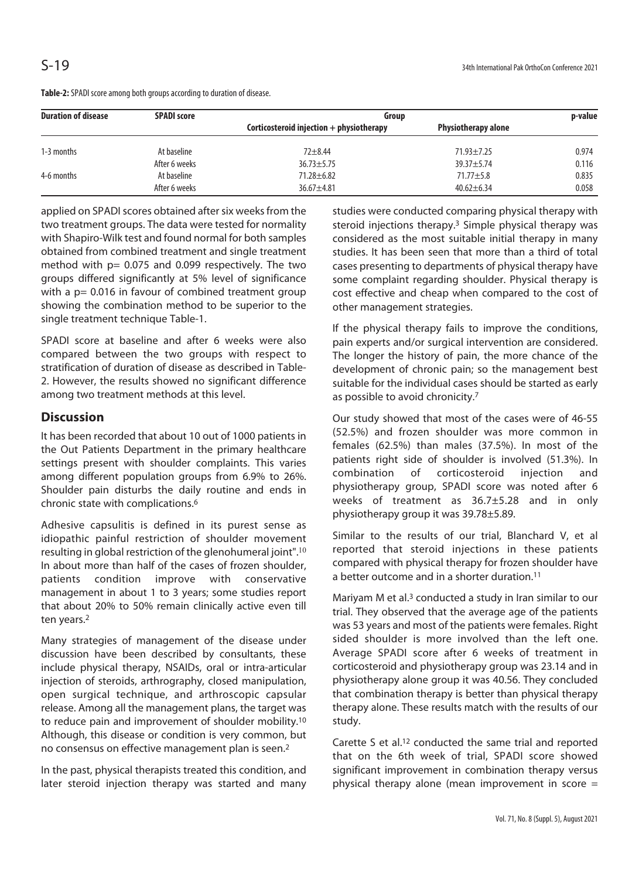**Table-2:** SPADI score among both groups according to duration of disease.

| Duration of disease | SPADI score | Group | | p-value |
|---|---|---|---|---|
| | | Corticosteroid injection + physiotherapy | Physiotherapy alone | |
| 1-3 months | At baseline | 72±8.44 | 71.93±7.25 | 0.974 |
| | After 6 weeks | 36.73±5.75 | 39.37±5.74 | 0.116 |
| 4-6 months | At baseline | 71.28±6.82 | 71.77±5.8 | 0.835 |
| | After 6 weeks | 36.67±4.81 | 40.62±6.34 | 0.058 |

applied on SPADI scores obtained after six weeks from the two treatment groups. The data were tested for normality with Shapiro-Wilk test and found normal for both samples obtained from combined treatment and single treatment method with p= 0.075 and 0.099 respectively. The two groups differed significantly at 5% level of significance with a p= 0.016 in favour of combined treatment group showing the combination method to be superior to the single treatment technique Table-1.

SPADI score at baseline and after 6 weeks were also compared between the two groups with respect to stratification of duration of disease as described in Table-2. However, the results showed no significant difference among two treatment methods at this level.

## Discussion

It has been recorded that about 10 out of 1000 patients in the Out Patients Department in the primary healthcare settings present with shoulder complaints. This varies among different population groups from 6.9% to 26%. Shoulder pain disturbs the daily routine and ends in chronic state with complications.[6]

Adhesive capsulitis is defined in its purest sense as idiopathic painful restriction of shoulder movement resulting in global restriction of the glenohumeral joint".[10] In about more than half of the cases of frozen shoulder, patients condition improve with conservative management in about 1 to 3 years; some studies report that about 20% to 50% remain clinically active even till ten years.[2]

Many strategies of management of the disease under discussion have been described by consultants, these include physical therapy, NSAIDs, oral or intra-articular injection of steroids, arthrography, closed manipulation, open surgical technique, and arthroscopic capsular release. Among all the management plans, the target was to reduce pain and improvement of shoulder mobility.[10] Although, this disease or condition is very common, but no consensus on effective management plan is seen.[2]

In the past, physical therapists treated this condition, and later steroid injection therapy was started and many studies were conducted comparing physical therapy with steroid injections therapy.[3] Simple physical therapy was considered as the most suitable initial therapy in many studies. It has been seen that more than a third of total cases presenting to departments of physical therapy have some complaint regarding shoulder. Physical therapy is cost effective and cheap when compared to the cost of other management strategies.

If the physical therapy fails to improve the conditions, pain experts and/or surgical intervention are considered. The longer the history of pain, the more chance of the development of chronic pain; so the management best suitable for the individual cases should be started as early as possible to avoid chronicity.[7]

Our study showed that most of the cases were of 46-55 (52.5%) and frozen shoulder was more common in females (62.5%) than males (37.5%). In most of the patients right side of shoulder is involved (51.3%). In combination of corticosteroid injection and physiotherapy group, SPADI score was noted after 6 weeks of treatment as 36.7±5.28 and in only physiotherapy group it was 39.78±5.89.

Similar to the results of our trial, Blanchard V, et al reported that steroid injections in these patients compared with physical therapy for frozen shoulder have a better outcome and in a shorter duration.[11]

Mariyam M et al.[3] conducted a study in Iran similar to our trial. They observed that the average age of the patients was 53 years and most of the patients were females. Right sided shoulder is more involved than the left one. Average SPADI score after 6 weeks of treatment in corticosteroid and physiotherapy group was 23.14 and in physiotherapy alone group it was 40.56. They concluded that combination therapy is better than physical therapy therapy alone. These results match with the results of our study.

Carette S et al.[12] conducted the same trial and reported that on the 6th week of trial, SPADI score showed significant improvement in combination therapy versus physical therapy alone (mean improvement in score =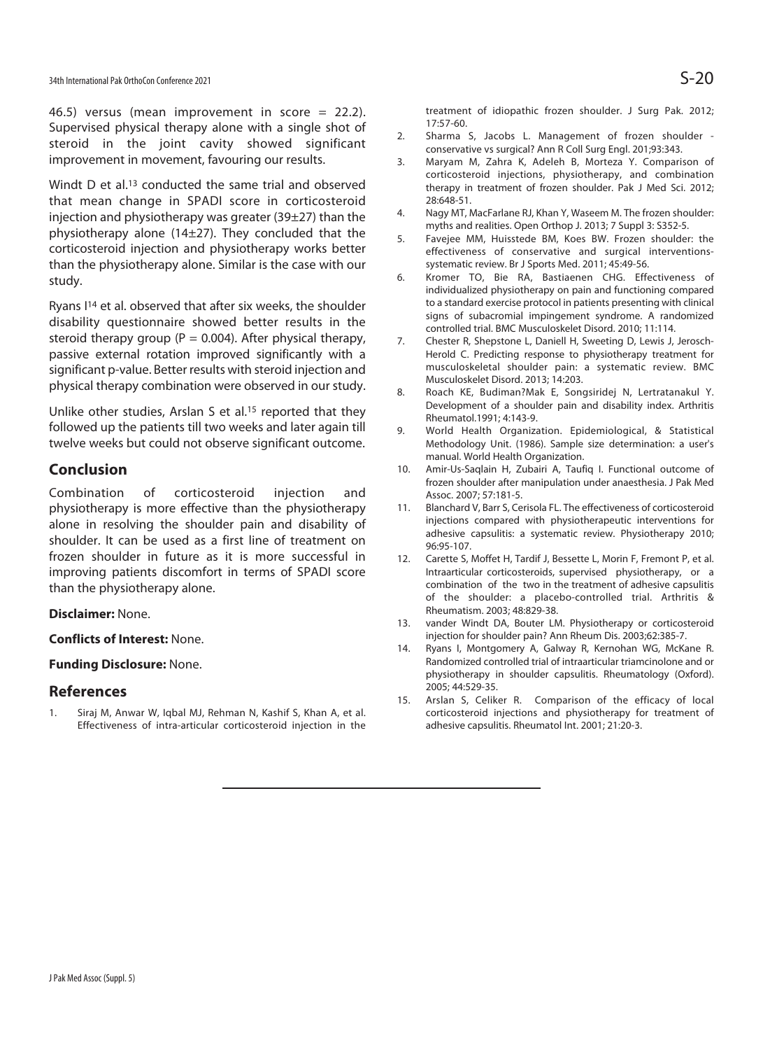46.5) versus (mean improvement in score = 22.2). Supervised physical therapy alone with a single shot of steroid in the joint cavity showed significant improvement in movement, favouring our results.

Windt D et al.[13] conducted the same trial and observed that mean change in SPADI score in corticosteroid injection and physiotherapy was greater (39±27) than the physiotherapy alone (14±27). They concluded that the corticosteroid injection and physiotherapy works better than the physiotherapy alone. Similar is the case with our study.

Ryans I[14] et al. observed that after six weeks, the shoulder disability questionnaire showed better results in the steroid therapy group ($P = 0.004$). After physical therapy, passive external rotation improved significantly with a significant p-value. Better results with steroid injection and physical therapy combination were observed in our study.

Unlike other studies, Arslan S et al.[15] reported that they followed up the patients till two weeks and later again till twelve weeks but could not observe significant outcome.

## Conclusion

Combination of corticosteroid injection and physiotherapy is more effective than the physiotherapy alone in resolving the shoulder pain and disability of shoulder. It can be used as a first line of treatment on frozen shoulder in future as it is more successful in improving patients discomfort in terms of SPADI score than the physiotherapy alone.

**Disclaimer:** None.

**Conflicts of Interest:** None.

**Funding Disclosure:** None.

## References

1. Siraj M, Anwar W, Iqbal MJ, Rehman N, Kashif S, Khan A, et al. Effectiveness of intra-articular corticosteroid injection in the treatment of idiopathic frozen shoulder. J Surg Pak. 2012; 17:57-60.
2. Sharma S, Jacobs L. Management of frozen shoulder - conservative vs surgical? Ann R Coll Surg Engl. 201;93:343.
3. Maryam M, Zahra K, Adeleh B, Morteza Y. Comparison of corticosteroid injections, physiotherapy, and combination therapy in treatment of frozen shoulder. Pak J Med Sci. 2012; 28:648-51.
4. Nagy MT, MacFarlane RJ, Khan Y, Waseem M. The frozen shoulder: myths and realities. Open Orthop J. 2013; 7 Suppl 3: S352-5.
5. Favejee MM, Huisstede BM, Koes BW. Frozen shoulder: the effectiveness of conservative and surgical interventions-systematic review. Br J Sports Med. 2011; 45:49-56.
6. Kromer TO, Bie RA, Bastiaenen CHG. Effectiveness of individualized physiotherapy on pain and functioning compared to a standard exercise protocol in patients presenting with clinical signs of subacromial impingement syndrome. A randomized controlled trial. BMC Musculoskelet Disord. 2010; 11:114.
7. Chester R, Shepstone L, Daniell H, Sweeting D, Lewis J, Jerosch-Herold C. Predicting response to physiotherapy treatment for musculoskeletal shoulder pain: a systematic review. BMC Musculoskelet Disord. 2013; 14:203.
8. Roach KE, Budiman?Mak E, Songsiridej N, Lertratanakul Y. Development of a shoulder pain and disability index. Arthritis Rheumatol.1991; 4:143-9.
9. World Health Organization. Epidemiological, & Statistical Methodology Unit. (1986). Sample size determination: a user's manual. World Health Organization.
10. Amir-Us-Saqlain H, Zubairi A, Taufiq I. Functional outcome of frozen shoulder after manipulation under anaesthesia. J Pak Med Assoc. 2007; 57:181-5.
11. Blanchard V, Barr S, Cerisola FL. The effectiveness of corticosteroid injections compared with physiotherapeutic interventions for adhesive capsulitis: a systematic review. Physiotherapy 2010; 96:95-107.
12. Carette S, Moffet H, Tardif J, Bessette L, Morin F, Fremont P, et al. Intraarticular corticosteroids, supervised physiotherapy, or a combination of the two in the treatment of adhesive capsulitis of the shoulder: a placebo-controlled trial. Arthritis & Rheumatism. 2003; 48:829-38.
13. vander Windt DA, Bouter LM. Physiotherapy or corticosteroid injection for shoulder pain? Ann Rheum Dis. 2003;62:385-7.
14. Ryans I, Montgomery A, Galway R, Kernohan WG, McKane R. Randomized controlled trial of intraarticular triamcinolone and or physiotherapy in shoulder capsulitis. Rheumatology (Oxford). 2005; 44:529-35.
15. Arslan S, Celiker R. Comparison of the efficacy of local corticosteroid injections and physiotherapy for treatment of adhesive capsulitis. Rheumatol Int. 2001; 21:20-3.